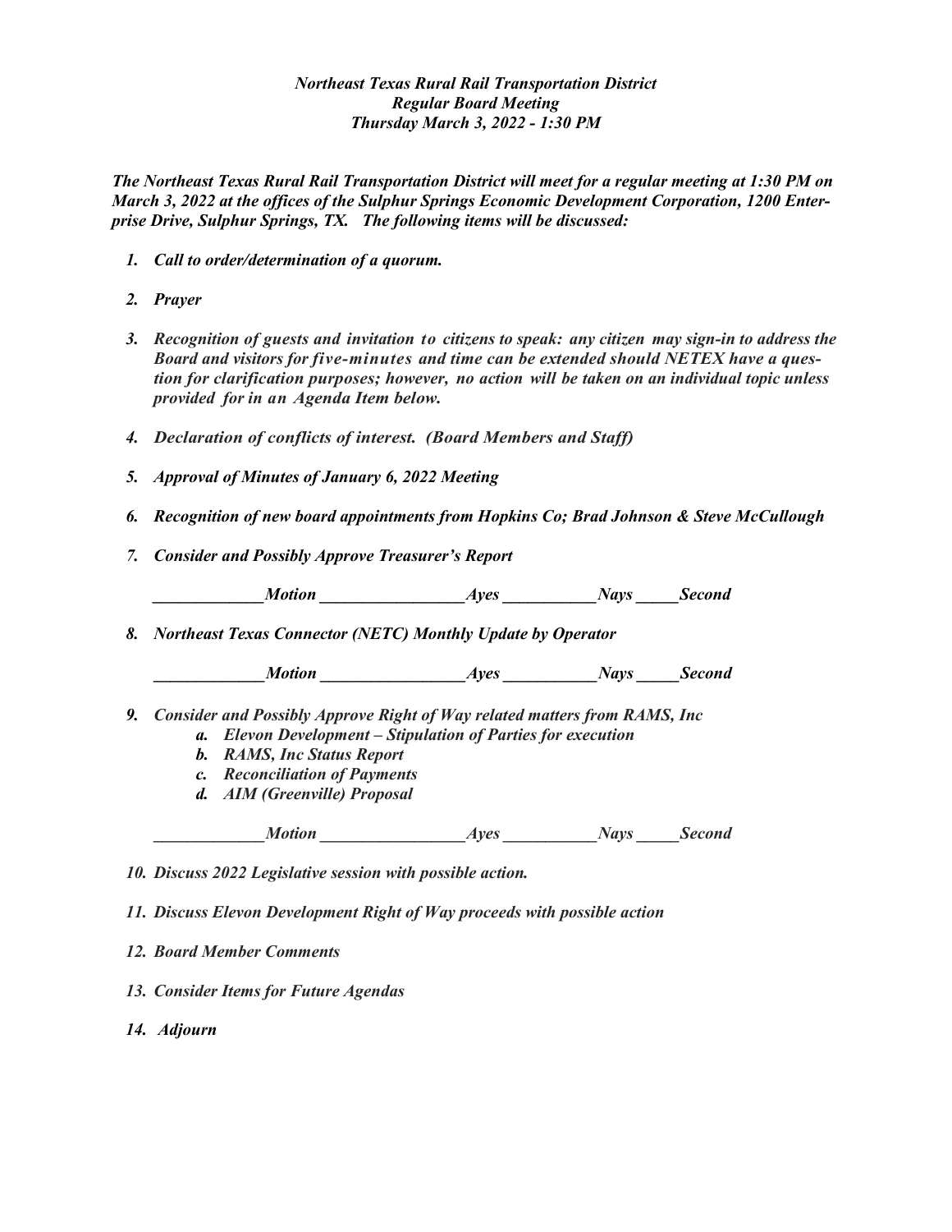***Northeast Texas Rural Rail Transportation District***
***Regular Board Meeting***
***Thursday March 3, 2022 - 1:30 PM***

***The Northeast Texas Rural Rail Transportation District will meet for a regular meeting at 1:30 PM on March 3, 2022 at the offices of the Sulphur Springs Economic Development Corporation, 1200 Enterprise Drive, Sulphur Springs, TX. The following items will be discussed:***

1. ***Call to order/determination of a quorum.***
2. ***Prayer***
3. ***Recognition of guests and invitation to citizens to speak: any citizen may sign-in to address the Board and visitors for five-minutes and time can be extended should NETEX have a question for clarification purposes; however, no action will be taken on an individual topic unless provided for in an Agenda Item below.***
4. ***Declaration of conflicts of interest. (Board Members and Staff)***
5. ***Approval of Minutes of January 6, 2022 Meeting***
6. ***Recognition of new board appointments from Hopkins Co; Brad Johnson & Steve McCullough***
7. ***Consider and Possibly Approve Treasurer's Report***

   ***_____________Motion _________________Ayes ___________Nays _____Second***

8. ***Northeast Texas Connector (NETC) Monthly Update by Operator***

   ***_____________Motion _________________Ayes ___________Nays _____Second***

9. ***Consider and Possibly Approve Right of Way related matters from RAMS, Inc***
   a. ***Elevon Development – Stipulation of Parties for execution***
   b. ***RAMS, Inc Status Report***
   c. ***Reconciliation of Payments***
   d. ***AIM (Greenville) Proposal***

   ***_____________Motion _________________Ayes ___________Nays _____Second***

10. ***Discuss 2022 Legislative session with possible action.***
11. ***Discuss Elevon Development Right of Way proceeds with possible action***
12. ***Board Member Comments***
13. ***Consider Items for Future Agendas***
14. ***Adjourn***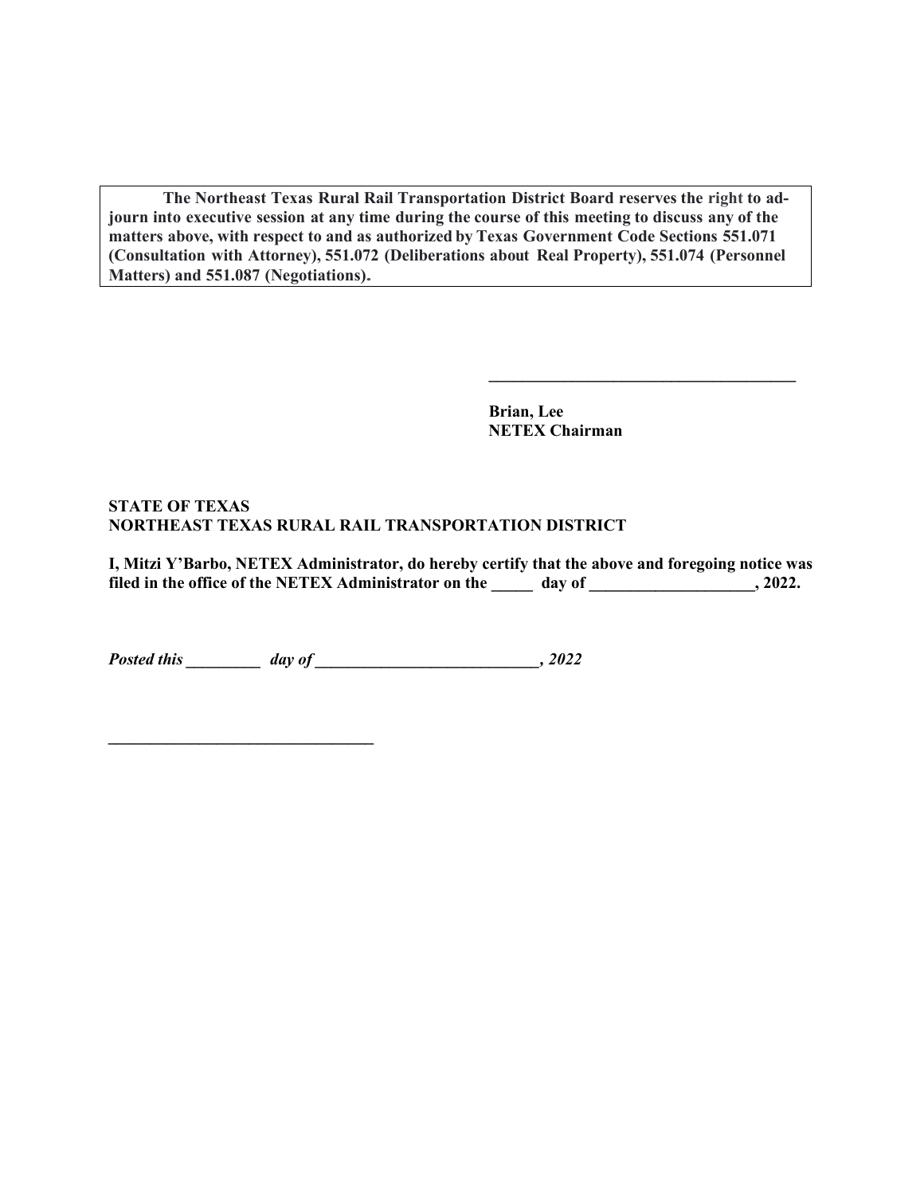**The Northeast Texas Rural Rail Transportation District Board reserves the right to adjourn into executive session at any time during the course of this meeting to discuss any of the matters above, with respect to and as authorized by Texas Government Code Sections 551.071 (Consultation with Attorney), 551.072 (Deliberations about Real Property), 551.074 (Personnel Matters) and 551.087 (Negotiations).**

\_\_\_\_\_\_\_\_\_\_\_\_\_\_\_\_\_\_\_\_\_\_\_\_\_\_\_\_\_\_\_\_\_\_\_\_\_\_

**Brian, Lee**
**NETEX Chairman**

**STATE OF TEXAS**
**NORTHEAST TEXAS RURAL RAIL TRANSPORTATION DISTRICT**

**I, Mitzi Y'Barbo, NETEX Administrator, do hereby certify that the above and foregoing notice was filed in the office of the NETEX Administrator on the \_\_\_\_\_ day of \_\_\_\_\_\_\_\_\_\_\_\_\_\_\_\_\_\_\_\_, 2022.**

***Posted this \_\_\_\_\_\_\_\_\_ day of \_\_\_\_\_\_\_\_\_\_\_\_\_\_\_\_\_\_\_\_\_\_\_\_\_\_\_\_, 2022***

\_\_\_\_\_\_\_\_\_\_\_\_\_\_\_\_\_\_\_\_\_\_\_\_\_\_\_\_\_\_\_\_\_